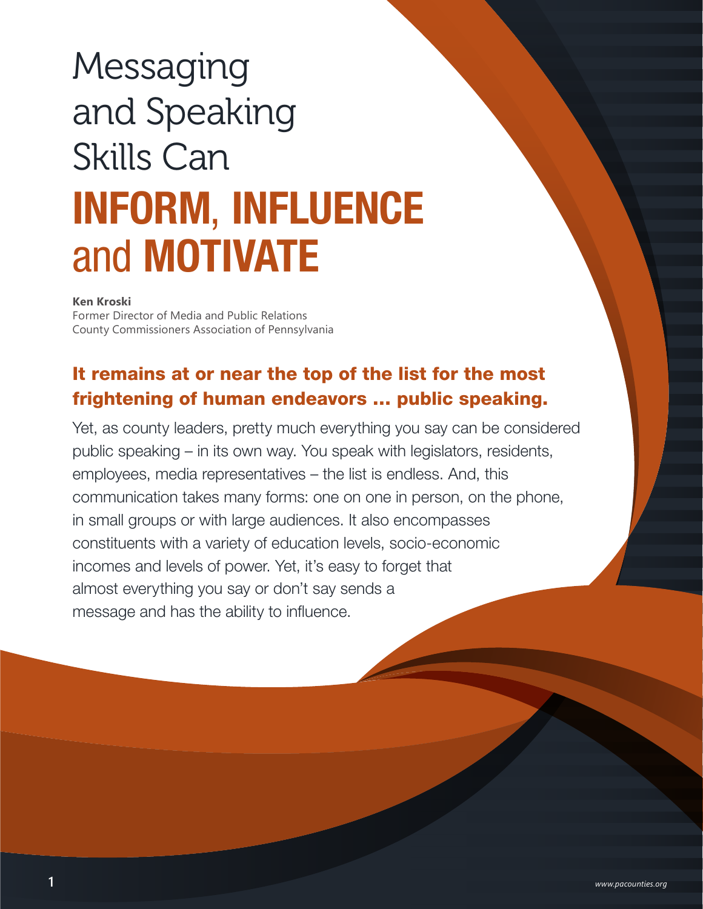# Messaging and Speaking Skills Can **INFORM**, **INFLUENCE** and **MOTIVATE**

**Ken Kroski**
Former Director of Media and Public Relations
County Commissioners Association of Pennsylvania

## It remains at or near the top of the list for the most frightening of human endeavors … public speaking.

Yet, as county leaders, pretty much everything you say can be considered public speaking – in its own way. You speak with legislators, residents, employees, media representatives – the list is endless. And, this communication takes many forms: one on one in person, on the phone, in small groups or with large audiences. It also encompasses constituents with a variety of education levels, socio-economic incomes and levels of power. Yet, it's easy to forget that almost everything you say or don't say sends a message and has the ability to influence.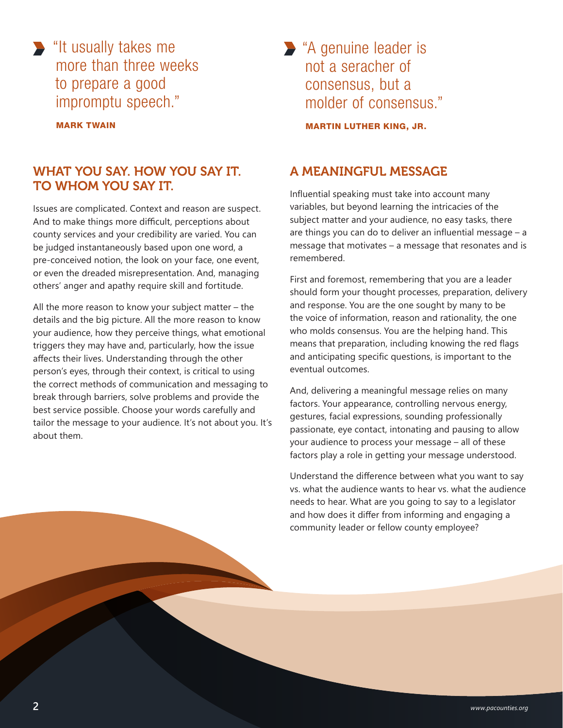> "It usually takes me more than three weeks to prepare a good impromptu speech."
>
> **MARK TWAIN**

> "A genuine leader is not a seracher of consensus, but a molder of consensus."
>
> **MARTIN LUTHER KING, JR.**

## WHAT YOU SAY. HOW YOU SAY IT. TO WHOM YOU SAY IT.

Issues are complicated. Context and reason are suspect. And to make things more difficult, perceptions about county services and your credibility are varied. You can be judged instantaneously based upon one word, a pre-conceived notion, the look on your face, one event, or even the dreaded misrepresentation. And, managing others' anger and apathy require skill and fortitude.

All the more reason to know your subject matter – the details and the big picture. All the more reason to know your audience, how they perceive things, what emotional triggers they may have and, particularly, how the issue affects their lives. Understanding through the other person's eyes, through their context, is critical to using the correct methods of communication and messaging to break through barriers, solve problems and provide the best service possible. Choose your words carefully and tailor the message to your audience. It's not about you. It's about them.

## A MEANINGFUL MESSAGE

Influential speaking must take into account many variables, but beyond learning the intricacies of the subject matter and your audience, no easy tasks, there are things you can do to deliver an influential message – a message that motivates – a message that resonates and is remembered.

First and foremost, remembering that you are a leader should form your thought processes, preparation, delivery and response. You are the one sought by many to be the voice of information, reason and rationality, the one who molds consensus. You are the helping hand. This means that preparation, including knowing the red flags and anticipating specific questions, is important to the eventual outcomes.

And, delivering a meaningful message relies on many factors. Your appearance, controlling nervous energy, gestures, facial expressions, sounding professionally passionate, eye contact, intonating and pausing to allow your audience to process your message – all of these factors play a role in getting your message understood.

Understand the difference between what you want to say vs. what the audience wants to hear vs. what the audience needs to hear. What are you going to say to a legislator and how does it differ from informing and engaging a community leader or fellow county employee?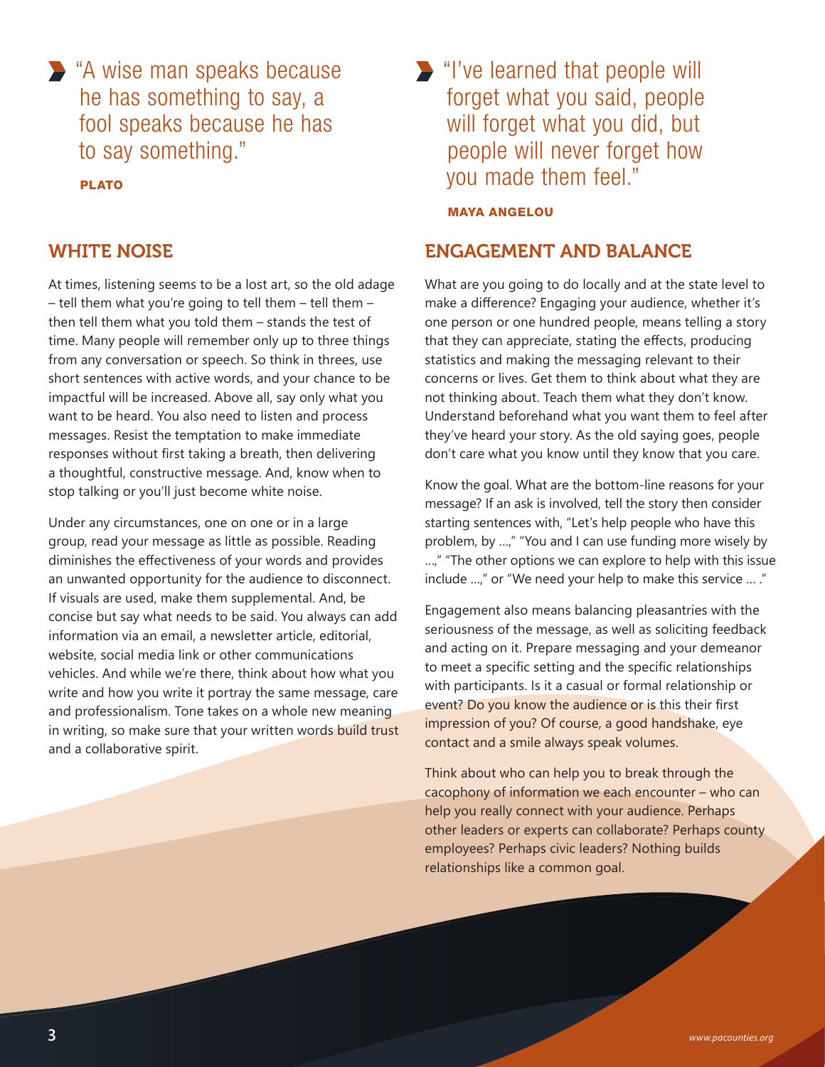> "A wise man speaks because he has something to say, a fool speaks because he has to say something."
>
> **PLATO**

## WHITE NOISE

At times, listening seems to be a lost art, so the old adage – tell them what you're going to tell them – tell them – then tell them what you told them – stands the test of time. Many people will remember only up to three things from any conversation or speech. So think in threes, use short sentences with active words, and your chance to be impactful will be increased. Above all, say only what you want to be heard. You also need to listen and process messages. Resist the temptation to make immediate responses without first taking a breath, then delivering a thoughtful, constructive message. And, know when to stop talking or you'll just become white noise.

Under any circumstances, one on one or in a large group, read your message as little as possible. Reading diminishes the effectiveness of your words and provides an unwanted opportunity for the audience to disconnect. If visuals are used, make them supplemental. And, be concise but say what needs to be said. You always can add information via an email, a newsletter article, editorial, website, social media link or other communications vehicles. And while we're there, think about how what you write and how you write it portray the same message, care and professionalism. Tone takes on a whole new meaning in writing, so make sure that your written words build trust and a collaborative spirit.

> "I've learned that people will forget what you said, people will forget what you did, but people will never forget how you made them feel."
>
> **MAYA ANGELOU**

## ENGAGEMENT AND BALANCE

What are you going to do locally and at the state level to make a difference? Engaging your audience, whether it's one person or one hundred people, means telling a story that they can appreciate, stating the effects, producing statistics and making the messaging relevant to their concerns or lives. Get them to think about what they are not thinking about. Teach them what they don't know. Understand beforehand what you want them to feel after they've heard your story. As the old saying goes, people don't care what you know until they know that you care.

Know the goal. What are the bottom-line reasons for your message? If an ask is involved, tell the story then consider starting sentences with, "Let's help people who have this problem, by ...," "You and I can use funding more wisely by ...," "The other options we can explore to help with this issue include ...," or "We need your help to make this service ... ."

Engagement also means balancing pleasantries with the seriousness of the message, as well as soliciting feedback and acting on it. Prepare messaging and your demeanor to meet a specific setting and the specific relationships with participants. Is it a casual or formal relationship or event? Do you know the audience or is this their first impression of you? Of course, a good handshake, eye contact and a smile always speak volumes.

Think about who can help you to break through the cacophony of information we each encounter – who can help you really connect with your audience. Perhaps other leaders or experts can collaborate? Perhaps county employees? Perhaps civic leaders? Nothing builds relationships like a common goal.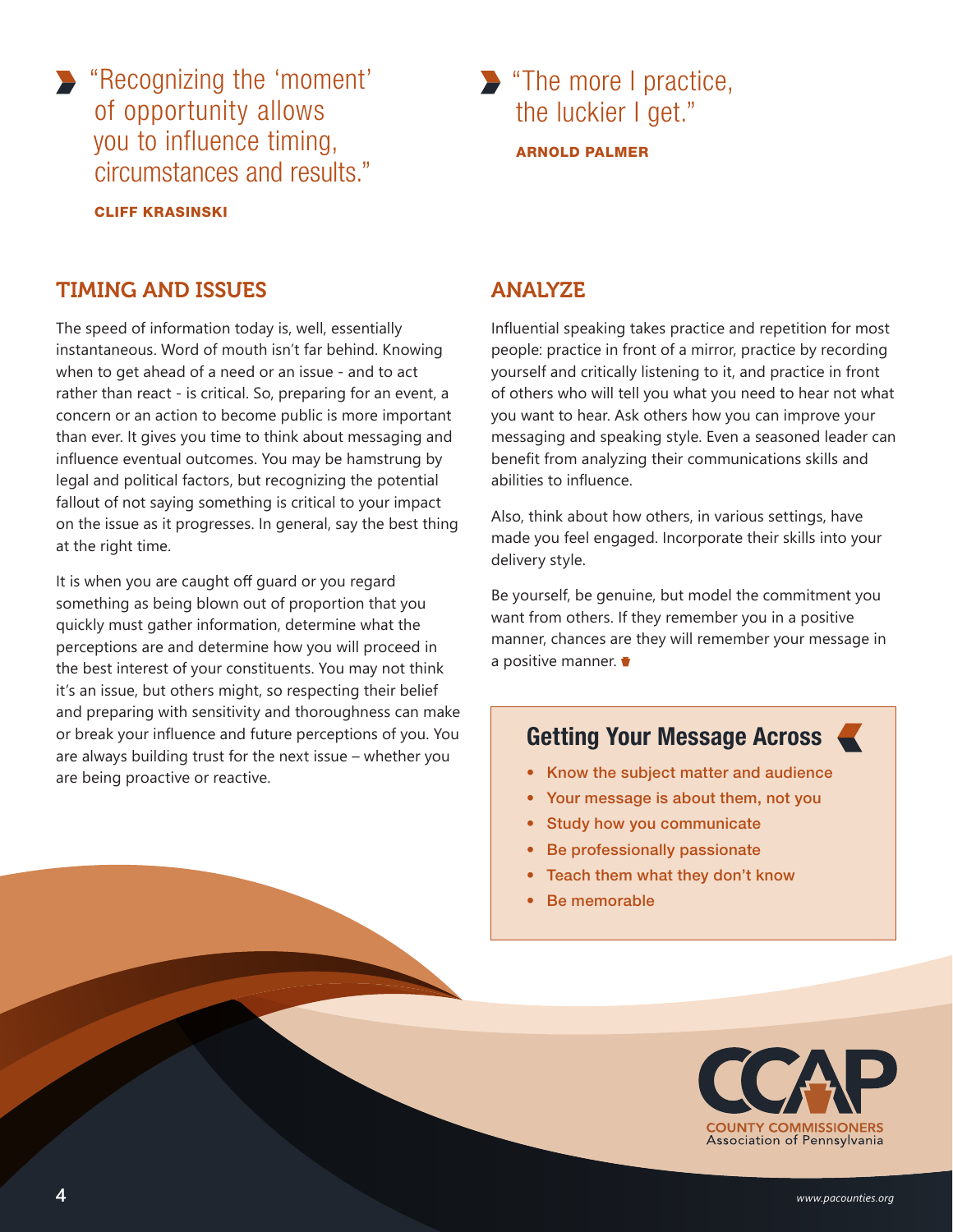> "Recognizing the 'moment' of opportunity allows you to influence timing, circumstances and results."
>
> **CLIFF KRASINSKI**

> "The more I practice, the luckier I get."
>
> **ARNOLD PALMER**

## TIMING AND ISSUES

The speed of information today is, well, essentially instantaneous. Word of mouth isn't far behind. Knowing when to get ahead of a need or an issue - and to act rather than react - is critical. So, preparing for an event, a concern or an action to become public is more important than ever. It gives you time to think about messaging and influence eventual outcomes. You may be hamstrung by legal and political factors, but recognizing the potential fallout of not saying something is critical to your impact on the issue as it progresses. In general, say the best thing at the right time.

It is when you are caught off guard or you regard something as being blown out of proportion that you quickly must gather information, determine what the perceptions are and determine how you will proceed in the best interest of your constituents. You may not think it's an issue, but others might, so respecting their belief and preparing with sensitivity and thoroughness can make or break your influence and future perceptions of you. You are always building trust for the next issue – whether you are being proactive or reactive.

## ANALYZE

Influential speaking takes practice and repetition for most people: practice in front of a mirror, practice by recording yourself and critically listening to it, and practice in front of others who will tell you what you need to hear not what you want to hear. Ask others how you can improve your messaging and speaking style. Even a seasoned leader can benefit from analyzing their communications skills and abilities to influence.

Also, think about how others, in various settings, have made you feel engaged. Incorporate their skills into your delivery style.

Be yourself, be genuine, but model the commitment you want from others. If they remember you in a positive manner, chances are they will remember your message in a positive manner.

### Getting Your Message Across

- Know the subject matter and audience
- Your message is about them, not you
- Study how you communicate
- Be professionally passionate
- Teach them what they don't know
- Be memorable

CCAP
COUNTY COMMISSIONERS
Association of Pennsylvania

www.pacounties.org